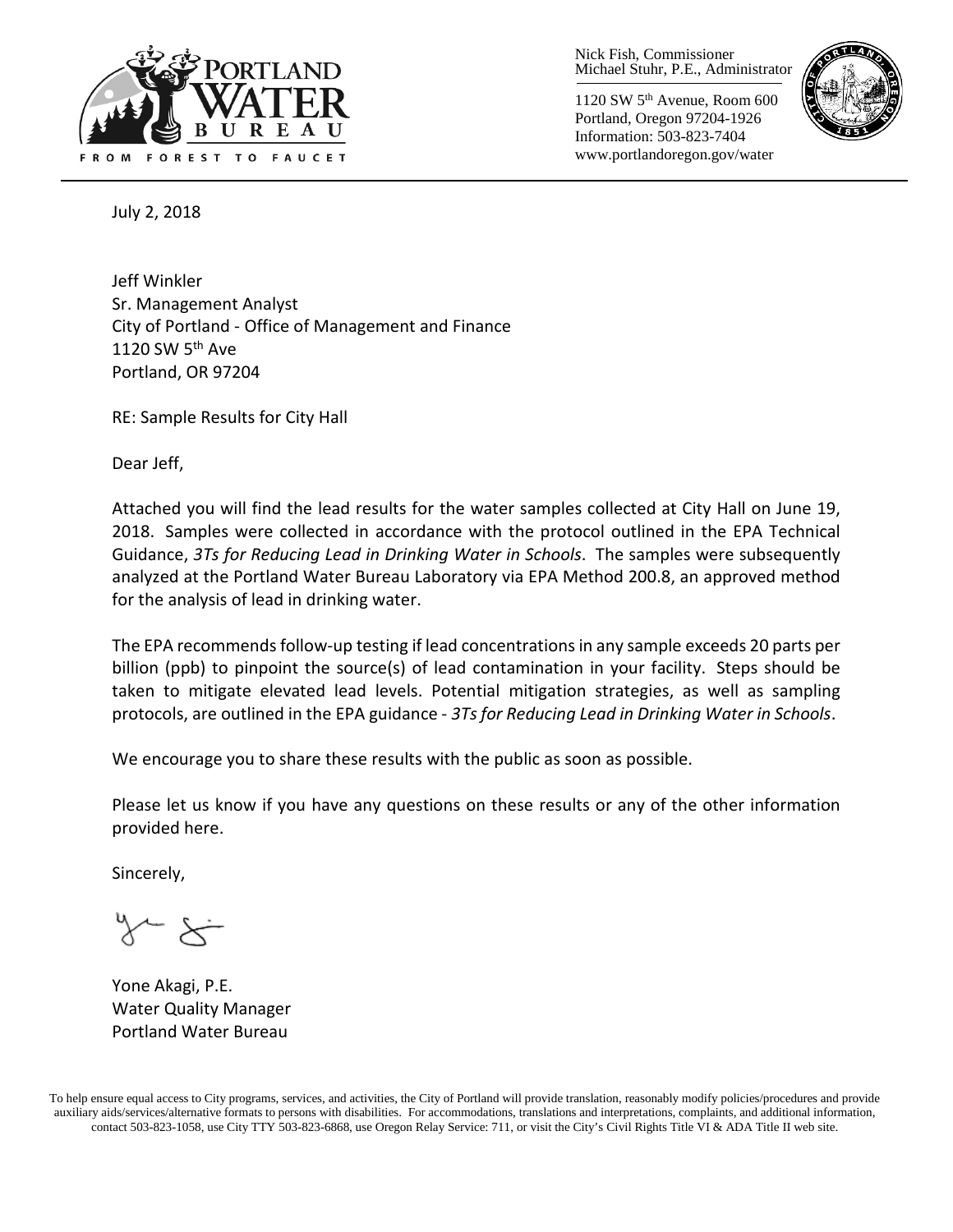Nick Fish, Commissioner
Michael Stuhr, P.E., Administrator

1120 SW 5th Avenue, Room 600
Portland, Oregon 97204-1926
Information: 503-823-7404
www.portlandoregon.gov/water

PORTLAND WATER BUREAU
FROM FOREST TO FAUCET

July 2, 2018

Jeff Winkler
Sr. Management Analyst
City of Portland - Office of Management and Finance
1120 SW 5th Ave
Portland, OR 97204

RE: Sample Results for City Hall

Dear Jeff,

Attached you will find the lead results for the water samples collected at City Hall on June 19, 2018. Samples were collected in accordance with the protocol outlined in the EPA Technical Guidance, *3Ts for Reducing Lead in Drinking Water in Schools*. The samples were subsequently analyzed at the Portland Water Bureau Laboratory via EPA Method 200.8, an approved method for the analysis of lead in drinking water.

The EPA recommends follow-up testing if lead concentrations in any sample exceeds 20 parts per billion (ppb) to pinpoint the source(s) of lead contamination in your facility. Steps should be taken to mitigate elevated lead levels. Potential mitigation strategies, as well as sampling protocols, are outlined in the EPA guidance - *3Ts for Reducing Lead in Drinking Water in Schools*.

We encourage you to share these results with the public as soon as possible.

Please let us know if you have any questions on these results or any of the other information provided here.

Sincerely,

Yone Akagi, P.E.
Water Quality Manager
Portland Water Bureau

To help ensure equal access to City programs, services, and activities, the City of Portland will provide translation, reasonably modify policies/procedures and provide auxiliary aids/services/alternative formats to persons with disabilities. For accommodations, translations and interpretations, complaints, and additional information, contact 503-823-1058, use City TTY 503-823-6868, use Oregon Relay Service: 711, or visit the City's Civil Rights Title VI & ADA Title II web site.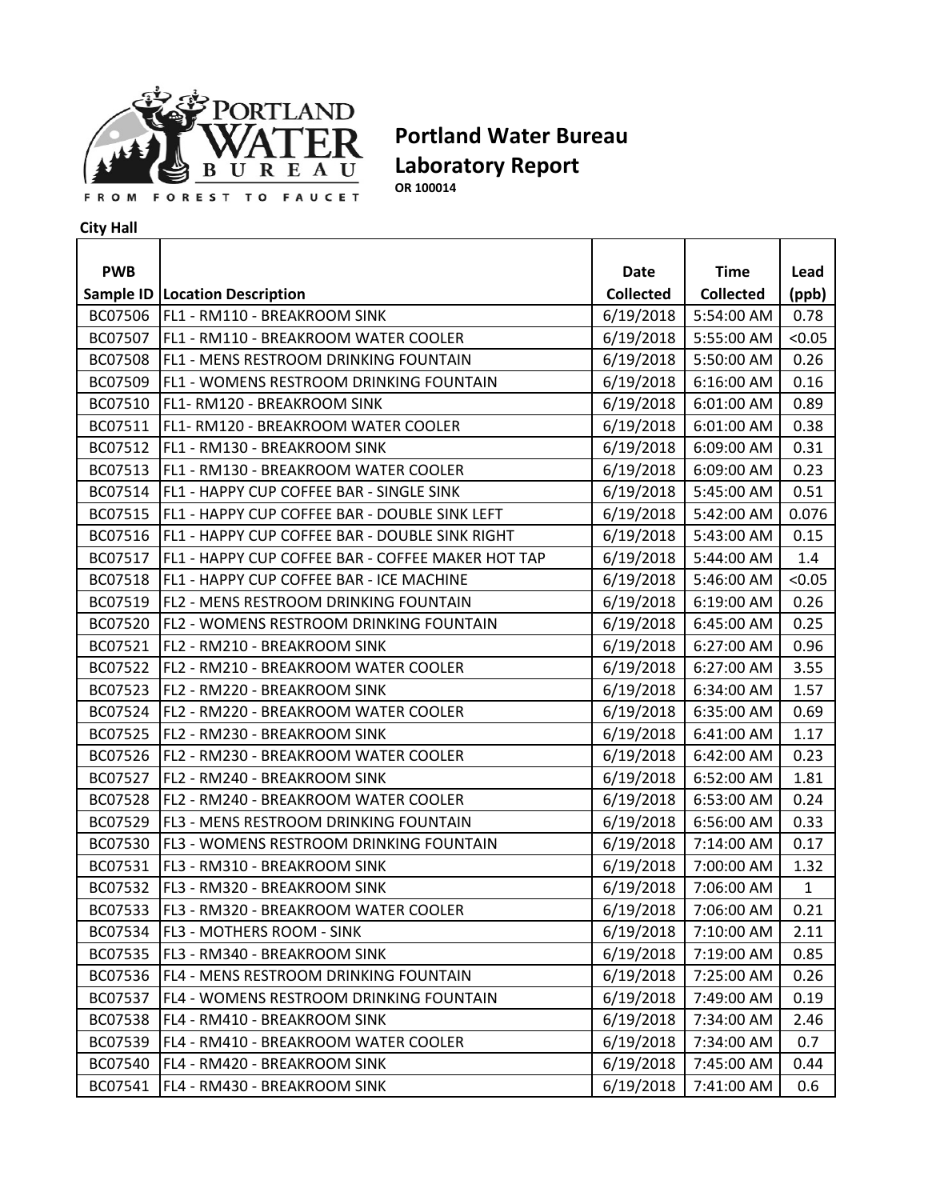# Portland Water Bureau
## Laboratory Report
**OR 100014**

**City Hall**

| PWB Sample ID | Location Description | Date Collected | Time Collected | Lead (ppb) |
|---|---|---|---|---|
| BC07506 | FL1 - RM110 - BREAKROOM SINK | 6/19/2018 | 5:54:00 AM | 0.78 |
| BC07507 | FL1 - RM110 - BREAKROOM WATER COOLER | 6/19/2018 | 5:55:00 AM | <0.05 |
| BC07508 | FL1 - MENS RESTROOM DRINKING FOUNTAIN | 6/19/2018 | 5:50:00 AM | 0.26 |
| BC07509 | FL1 - WOMENS RESTROOM DRINKING FOUNTAIN | 6/19/2018 | 6:16:00 AM | 0.16 |
| BC07510 | FL1- RM120 - BREAKROOM SINK | 6/19/2018 | 6:01:00 AM | 0.89 |
| BC07511 | FL1- RM120 - BREAKROOM WATER COOLER | 6/19/2018 | 6:01:00 AM | 0.38 |
| BC07512 | FL1 - RM130 - BREAKROOM SINK | 6/19/2018 | 6:09:00 AM | 0.31 |
| BC07513 | FL1 - RM130 - BREAKROOM WATER COOLER | 6/19/2018 | 6:09:00 AM | 0.23 |
| BC07514 | FL1 - HAPPY CUP COFFEE BAR - SINGLE SINK | 6/19/2018 | 5:45:00 AM | 0.51 |
| BC07515 | FL1 - HAPPY CUP COFFEE BAR - DOUBLE SINK LEFT | 6/19/2018 | 5:42:00 AM | 0.076 |
| BC07516 | FL1 - HAPPY CUP COFFEE BAR - DOUBLE SINK RIGHT | 6/19/2018 | 5:43:00 AM | 0.15 |
| BC07517 | FL1 - HAPPY CUP COFFEE BAR - COFFEE MAKER HOT TAP | 6/19/2018 | 5:44:00 AM | 1.4 |
| BC07518 | FL1 - HAPPY CUP COFFEE BAR - ICE MACHINE | 6/19/2018 | 5:46:00 AM | <0.05 |
| BC07519 | FL2 - MENS RESTROOM DRINKING FOUNTAIN | 6/19/2018 | 6:19:00 AM | 0.26 |
| BC07520 | FL2 - WOMENS RESTROOM DRINKING FOUNTAIN | 6/19/2018 | 6:45:00 AM | 0.25 |
| BC07521 | FL2 - RM210 - BREAKROOM SINK | 6/19/2018 | 6:27:00 AM | 0.96 |
| BC07522 | FL2 - RM210 - BREAKROOM WATER COOLER | 6/19/2018 | 6:27:00 AM | 3.55 |
| BC07523 | FL2 - RM220 - BREAKROOM SINK | 6/19/2018 | 6:34:00 AM | 1.57 |
| BC07524 | FL2 - RM220 - BREAKROOM WATER COOLER | 6/19/2018 | 6:35:00 AM | 0.69 |
| BC07525 | FL2 - RM230 - BREAKROOM SINK | 6/19/2018 | 6:41:00 AM | 1.17 |
| BC07526 | FL2 - RM230 - BREAKROOM WATER COOLER | 6/19/2018 | 6:42:00 AM | 0.23 |
| BC07527 | FL2 - RM240 - BREAKROOM SINK | 6/19/2018 | 6:52:00 AM | 1.81 |
| BC07528 | FL2 - RM240 - BREAKROOM WATER COOLER | 6/19/2018 | 6:53:00 AM | 0.24 |
| BC07529 | FL3 - MENS RESTROOM DRINKING FOUNTAIN | 6/19/2018 | 6:56:00 AM | 0.33 |
| BC07530 | FL3 - WOMENS RESTROOM DRINKING FOUNTAIN | 6/19/2018 | 7:14:00 AM | 0.17 |
| BC07531 | FL3 - RM310 - BREAKROOM SINK | 6/19/2018 | 7:00:00 AM | 1.32 |
| BC07532 | FL3 - RM320 - BREAKROOM SINK | 6/19/2018 | 7:06:00 AM | 1 |
| BC07533 | FL3 - RM320 - BREAKROOM WATER COOLER | 6/19/2018 | 7:06:00 AM | 0.21 |
| BC07534 | FL3 - MOTHERS ROOM - SINK | 6/19/2018 | 7:10:00 AM | 2.11 |
| BC07535 | FL3 - RM340 - BREAKROOM SINK | 6/19/2018 | 7:19:00 AM | 0.85 |
| BC07536 | FL4 - MENS RESTROOM DRINKING FOUNTAIN | 6/19/2018 | 7:25:00 AM | 0.26 |
| BC07537 | FL4 - WOMENS RESTROOM DRINKING FOUNTAIN | 6/19/2018 | 7:49:00 AM | 0.19 |
| BC07538 | FL4 - RM410 - BREAKROOM SINK | 6/19/2018 | 7:34:00 AM | 2.46 |
| BC07539 | FL4 - RM410 - BREAKROOM WATER COOLER | 6/19/2018 | 7:34:00 AM | 0.7 |
| BC07540 | FL4 - RM420 - BREAKROOM SINK | 6/19/2018 | 7:45:00 AM | 0.44 |
| BC07541 | FL4 - RM430 - BREAKROOM SINK | 6/19/2018 | 7:41:00 AM | 0.6 |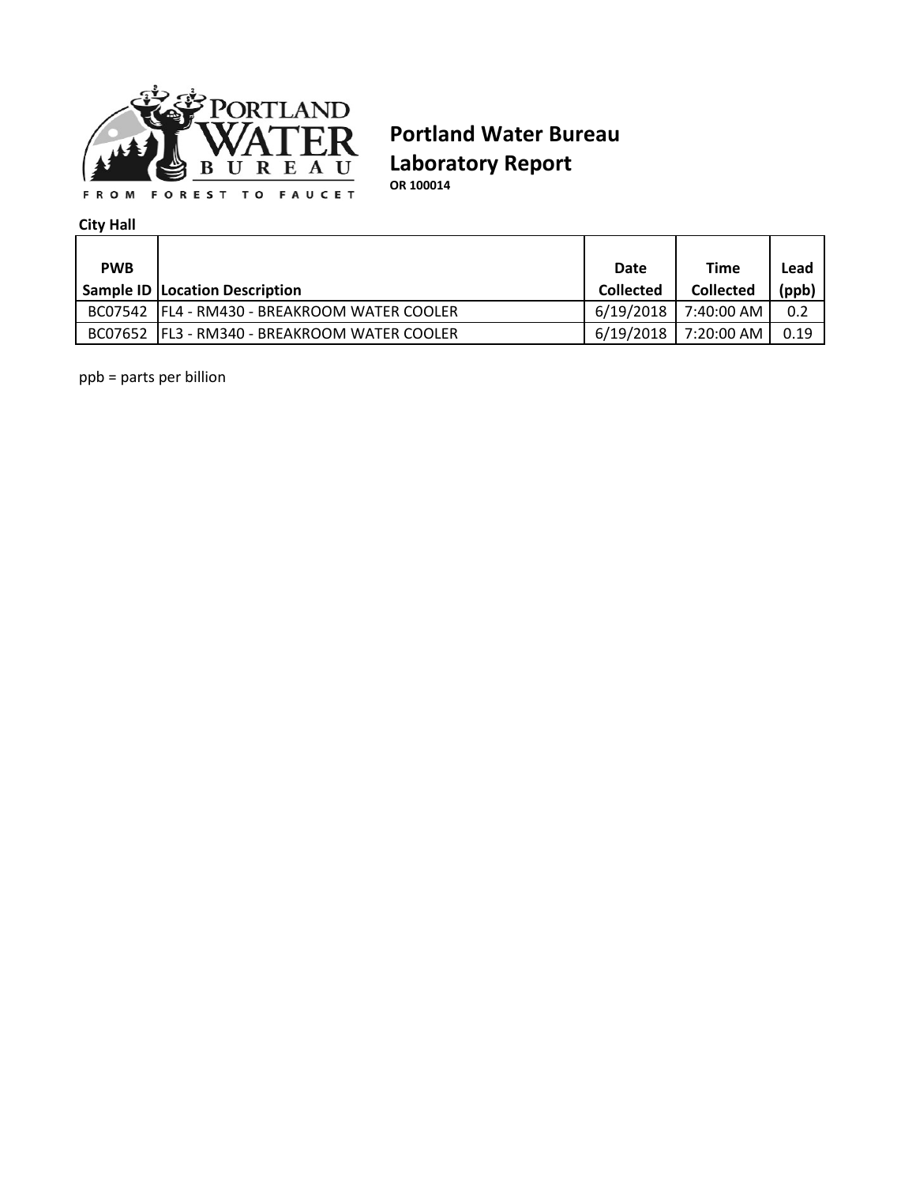PORTLAND WATER BUREAU

FROM FOREST TO FAUCET

# Portland Water Bureau
# Laboratory Report

**OR 100014**

**City Hall**

| PWB Sample ID | Location Description | Date Collected | Time Collected | Lead (ppb) |
|---|---|---|---|---|
| BC07542 | FL4 - RM430 - BREAKROOM WATER COOLER | 6/19/2018 | 7:40:00 AM | 0.2 |
| BC07652 | FL3 - RM340 - BREAKROOM WATER COOLER | 6/19/2018 | 7:20:00 AM | 0.19 |

ppb = parts per billion